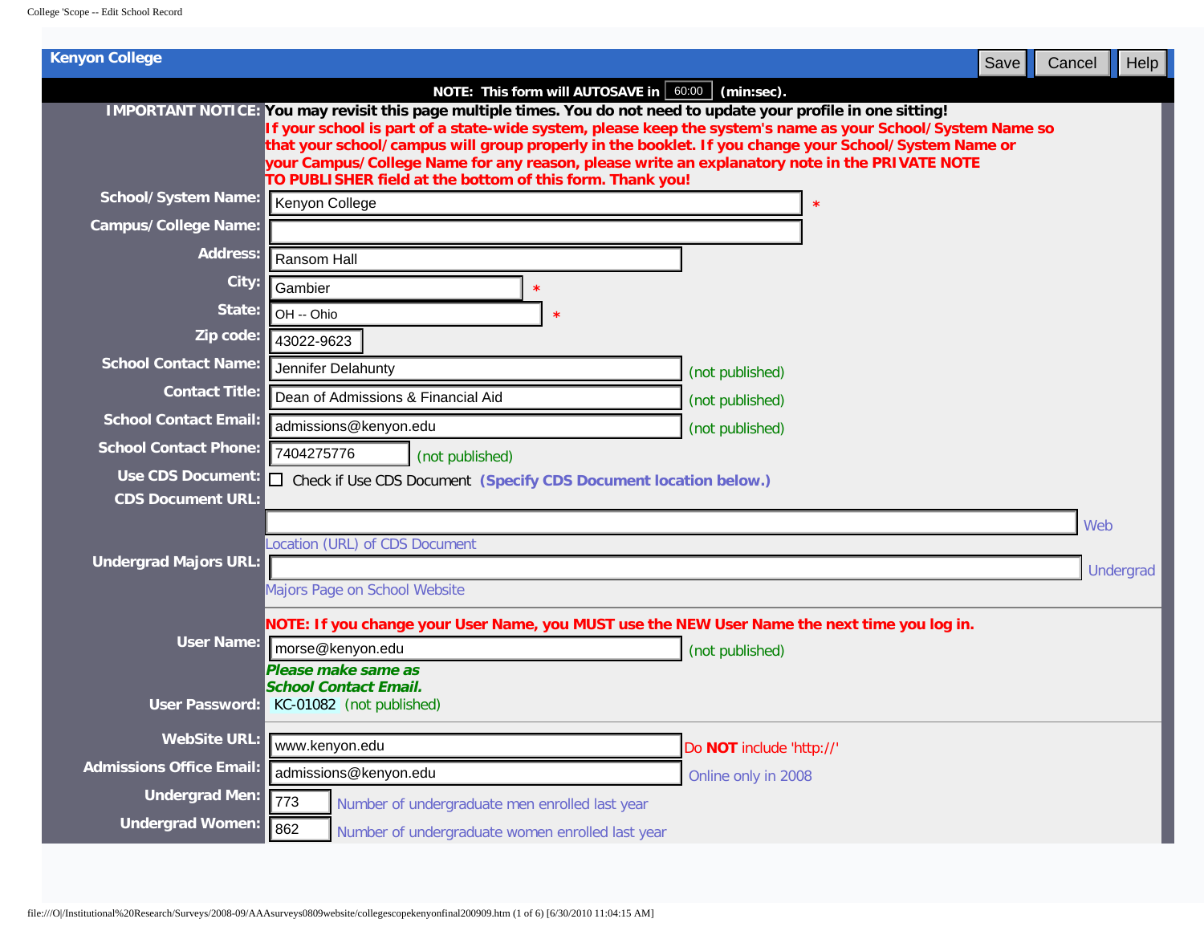## Kenyon College

Save | Cancel | Help

**NOTE: This form will AUTOSAVE in** 60:00 **(min:sec).**

**IMPORTANT NOTICE:** **You may revisit this page multiple times. You do not need to update your profile in one sitting!**
**If your school is part of a state-wide system, please keep the system's name as your School/System Name so that your school/campus will group properly in the booklet. If you change your School/System Name or your Campus/College Name for any reason, please write an explanatory note in the PRIVATE NOTE TO PUBLISHER field at the bottom of this form. Thank you!**

| Field | Value | Note |
|---|---|---|
| **School/System Name:** | Kenyon College | * |
| **Campus/College Name:** | | |
| **Address:** | Ransom Hall | |
| **City:** | Gambier | * |
| **State:** | OH -- Ohio | * |
| **Zip code:** | 43022-9623 | |
| **School Contact Name:** | Jennifer Delahunty | (not published) |
| **Contact Title:** | Dean of Admissions & Financial Aid | (not published) |
| **School Contact Email:** | admissions@kenyon.edu | (not published) |
| **School Contact Phone:** | 7404275776 | (not published) |
| **Use CDS Document:** | ☐ Check if Use CDS Document | **(Specify CDS Document location below.)** |
| **CDS Document URL:** | | Web Location (URL) of CDS Document |
| **Undergrad Majors URL:** | | Undergrad Majors Page on School Website |

**NOTE: If you change your User Name, you MUST use the NEW User Name the next time you log in.**

| Field | Value | Note |
|---|---|---|
| **User Name:** | morse@kenyon.edu | (not published) ***Please make same as School Contact Email.*** |
| **User Password:** | KC-01082 | (not published) |

| Field | Value | Note |
|---|---|---|
| **WebSite URL:** | www.kenyon.edu | Do **NOT** include 'http://' |
| **Admissions Office Email:** | admissions@kenyon.edu | Online only in 2008 |
| **Undergrad Men:** | 773 | Number of undergraduate men enrolled last year |
| **Undergrad Women:** | 862 | Number of undergraduate women enrolled last year |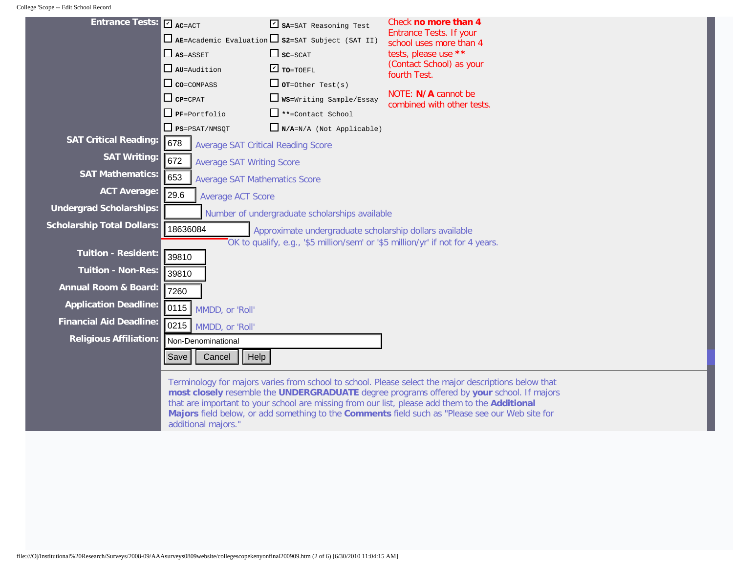**Entrance Tests:**

- [x] **AC**=ACT
- [ ] **AE**=Academic Evaluation
- [ ] **AS**=ASSET
- [ ] **AU**=Audition
- [ ] **CO**=COMPASS
- [ ] **CP**=CPAT
- [ ] **PF**=Portfolio
- [ ] **PS**=PSAT/NMSQT
- [x] **SA**=SAT Reasoning Test
- [ ] **S2**=SAT Subject (SAT II)
- [ ] **SC**=SCAT
- [x] **TO**=TOEFL
- [ ] **OT**=Other Test(s)
- [ ] **WS**=Writing Sample/Essay
- [ ] **=Contact School
- [ ] **N/A**=N/A (Not Applicable)

Check **no more than 4** Entrance Tests. If your school uses more than 4 tests, please use ** (Contact School) as your fourth Test.

NOTE: **N/A** cannot be combined with other tests.

| Field | Value | Description |
|---|---|---|
| **SAT Critical Reading:** | 678 | Average SAT Critical Reading Score |
| **SAT Writing:** | 672 | Average SAT Writing Score |
| **SAT Mathematics:** | 653 | Average SAT Mathematics Score |
| **ACT Average:** | 29.6 | Average ACT Score |
| **Undergrad Scholarships:** | | Number of undergraduate scholarships available |
| **Scholarship Total Dollars:** | 18636084 | Approximate undergraduate scholarship dollars available OK to qualify, e.g., '$5 million/sem' or '$5 million/yr' if not for 4 years. |
| **Tuition - Resident:** | 39810 | |
| **Tuition - Non-Res:** | 39810 | |
| **Annual Room & Board:** | 7260 | |
| **Application Deadline:** | 0115 | MMDD, or 'Roll' |
| **Financial Aid Deadline:** | 0215 | MMDD, or 'Roll' |
| **Religious Affiliation:** | Non-Denominational | |

Save | Cancel | Help

Terminology for majors varies from school to school. Please select the major descriptions below that **most closely** resemble the **UNDERGRADUATE** degree programs offered by **your** school. If majors that are important to your school are missing from our list, please add them to the **Additional Majors** field below, or add something to the **Comments** field such as "Please see our Web site for additional majors."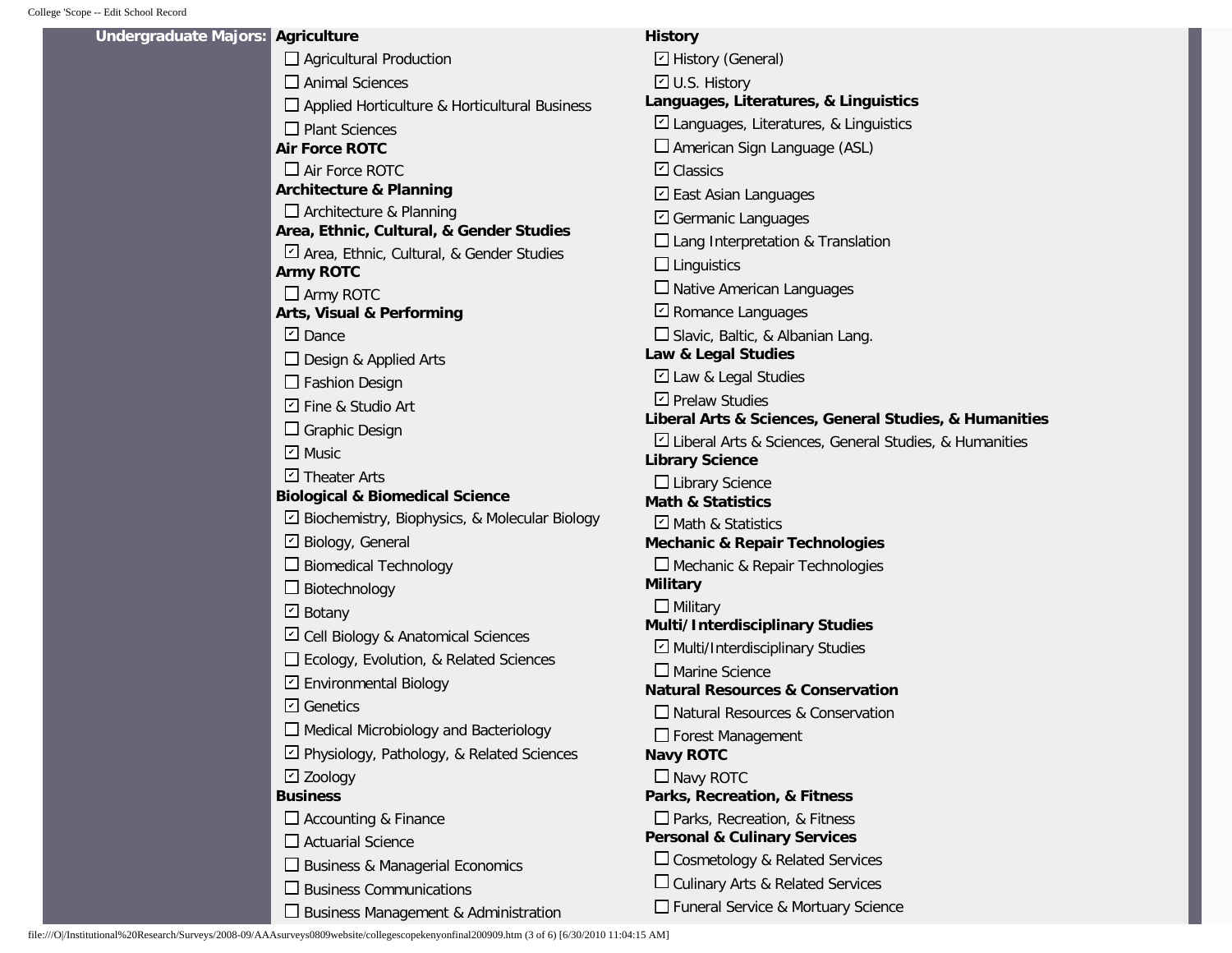**Undergraduate Majors:**

**Agriculture**

- [ ] Agricultural Production
- [ ] Animal Sciences
- [ ] Applied Horticulture & Horticultural Business
- [ ] Plant Sciences

**Air Force ROTC**

- [ ] Air Force ROTC

**Architecture & Planning**

- [ ] Architecture & Planning

**Area, Ethnic, Cultural, & Gender Studies**

- [x] Area, Ethnic, Cultural, & Gender Studies

**Army ROTC**

- [ ] Army ROTC

**Arts, Visual & Performing**

- [x] Dance
- [ ] Design & Applied Arts
- [ ] Fashion Design
- [x] Fine & Studio Art
- [ ] Graphic Design
- [x] Music
- [x] Theater Arts

**Biological & Biomedical Science**

- [x] Biochemistry, Biophysics, & Molecular Biology
- [x] Biology, General
- [ ] Biomedical Technology
- [ ] Biotechnology
- [x] Botany
- [x] Cell Biology & Anatomical Sciences
- [ ] Ecology, Evolution, & Related Sciences
- [x] Environmental Biology
- [x] Genetics
- [ ] Medical Microbiology and Bacteriology
- [x] Physiology, Pathology, & Related Sciences
- [x] Zoology

**Business**

- [ ] Accounting & Finance
- [ ] Actuarial Science
- [ ] Business & Managerial Economics
- [ ] Business Communications
- [ ] Business Management & Administration

**History**

- [x] History (General)
- [x] U.S. History

**Languages, Literatures, & Linguistics**

- [x] Languages, Literatures, & Linguistics
- [ ] American Sign Language (ASL)
- [x] Classics
- [x] East Asian Languages
- [x] Germanic Languages
- [ ] Lang Interpretation & Translation
- [ ] Linguistics
- [ ] Native American Languages
- [x] Romance Languages
- [ ] Slavic, Baltic, & Albanian Lang.

**Law & Legal Studies**

- [x] Law & Legal Studies
- [x] Prelaw Studies

**Liberal Arts & Sciences, General Studies, & Humanities**

- [x] Liberal Arts & Sciences, General Studies, & Humanities

**Library Science**

- [ ] Library Science

**Math & Statistics**

- [x] Math & Statistics

**Mechanic & Repair Technologies**

- [ ] Mechanic & Repair Technologies

**Military**

- [ ] Military

**Multi/Interdisciplinary Studies**

- [x] Multi/Interdisciplinary Studies
- [ ] Marine Science

**Natural Resources & Conservation**

- [ ] Natural Resources & Conservation
- [ ] Forest Management

**Navy ROTC**

- [ ] Navy ROTC

**Parks, Recreation, & Fitness**

- [ ] Parks, Recreation, & Fitness

**Personal & Culinary Services**

- [ ] Cosmetology & Related Services
- [ ] Culinary Arts & Related Services
- [ ] Funeral Service & Mortuary Science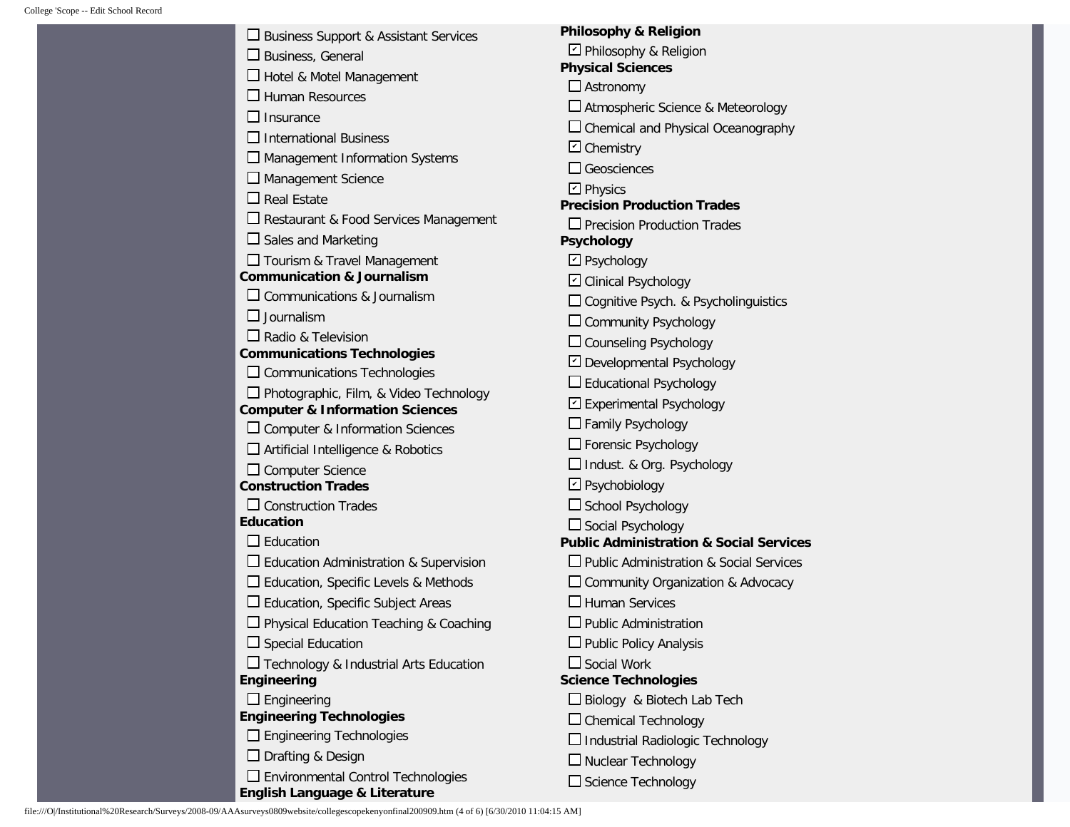- ☐ Business Support & Assistant Services
- ☐ Business, General
- ☐ Hotel & Motel Management
- ☐ Human Resources
- ☐ Insurance
- ☐ International Business
- ☐ Management Information Systems
- ☐ Management Science
- ☐ Real Estate
- ☐ Restaurant & Food Services Management
- ☐ Sales and Marketing
- ☐ Tourism & Travel Management

**Communication & Journalism**

- ☐ Communications & Journalism
- ☐ Journalism
- ☐ Radio & Television

**Communications Technologies**

- ☐ Communications Technologies
- ☐ Photographic, Film, & Video Technology

**Computer & Information Sciences**

- ☐ Computer & Information Sciences
- ☐ Artificial Intelligence & Robotics
- ☐ Computer Science

**Construction Trades**

- ☐ Construction Trades

**Education**

- ☐ Education
- ☐ Education Administration & Supervision
- ☐ Education, Specific Levels & Methods
- ☐ Education, Specific Subject Areas
- ☐ Physical Education Teaching & Coaching
- ☐ Special Education
- ☐ Technology & Industrial Arts Education

**Engineering**

- ☐ Engineering

**Engineering Technologies**

- ☐ Engineering Technologies
- ☐ Drafting & Design
- ☐ Environmental Control Technologies

**English Language & Literature**

**Philosophy & Religion**

- ☑ Philosophy & Religion

**Physical Sciences**

- ☐ Astronomy
- ☐ Atmospheric Science & Meteorology
- ☐ Chemical and Physical Oceanography
- ☑ Chemistry
- ☐ Geosciences
- ☑ Physics

**Precision Production Trades**

- ☐ Precision Production Trades

**Psychology**

- ☑ Psychology
- ☑ Clinical Psychology
- ☐ Cognitive Psych. & Psycholinguistics
- ☐ Community Psychology
- ☐ Counseling Psychology
- ☑ Developmental Psychology
- ☐ Educational Psychology
- ☑ Experimental Psychology
- ☐ Family Psychology
- ☐ Forensic Psychology
- ☐ Indust. & Org. Psychology
- ☑ Psychobiology
- ☐ School Psychology
- ☐ Social Psychology

**Public Administration & Social Services**

- ☐ Public Administration & Social Services
- ☐ Community Organization & Advocacy
- ☐ Human Services
- ☐ Public Administration
- ☐ Public Policy Analysis
- ☐ Social Work

**Science Technologies**

- ☐ Biology & Biotech Lab Tech
- ☐ Chemical Technology
- ☐ Industrial Radiologic Technology
- ☐ Nuclear Technology
- ☐ Science Technology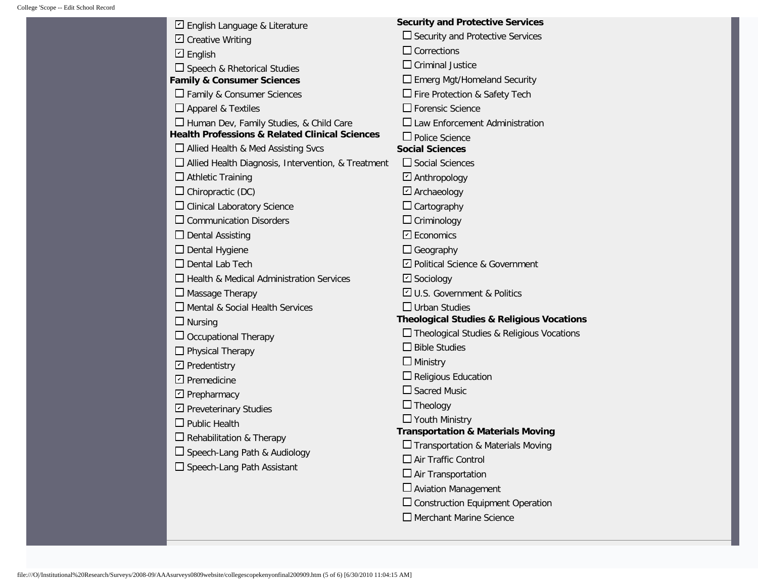- [x] English Language & Literature
- [x] Creative Writing
- [x] English
- [ ] Speech & Rhetorical Studies

**Family & Consumer Sciences**

- [ ] Family & Consumer Sciences
- [ ] Apparel & Textiles
- [ ] Human Dev, Family Studies, & Child Care

**Health Professions & Related Clinical Sciences**

- [ ] Allied Health & Med Assisting Svcs
- [ ] Allied Health Diagnosis, Intervention, & Treatment
- [ ] Athletic Training
- [ ] Chiropractic (DC)
- [ ] Clinical Laboratory Science
- [ ] Communication Disorders
- [ ] Dental Assisting
- [ ] Dental Hygiene
- [ ] Dental Lab Tech
- [ ] Health & Medical Administration Services
- [ ] Massage Therapy
- [ ] Mental & Social Health Services
- [ ] Nursing
- [ ] Occupational Therapy
- [ ] Physical Therapy
- [x] Predentistry
- [x] Premedicine
- [x] Prepharmacy
- [x] Preveterinary Studies
- [ ] Public Health
- [ ] Rehabilitation & Therapy
- [ ] Speech-Lang Path & Audiology
- [ ] Speech-Lang Path Assistant

**Security and Protective Services**

- [ ] Security and Protective Services
- [ ] Corrections
- [ ] Criminal Justice
- [ ] Emerg Mgt/Homeland Security
- [ ] Fire Protection & Safety Tech
- [ ] Forensic Science
- [ ] Law Enforcement Administration
- [ ] Police Science

**Social Sciences**

- [ ] Social Sciences
- [x] Anthropology
- [x] Archaeology
- [ ] Cartography
- [ ] Criminology
- [x] Economics
- [ ] Geography
- [x] Political Science & Government
- [x] Sociology
- [x] U.S. Government & Politics
- [ ] Urban Studies

**Theological Studies & Religious Vocations**

- [ ] Theological Studies & Religious Vocations
- [ ] Bible Studies
- [ ] Ministry
- [ ] Religious Education
- [ ] Sacred Music
- [ ] Theology
- [ ] Youth Ministry

**Transportation & Materials Moving**

- [ ] Transportation & Materials Moving
- [ ] Air Traffic Control
- [ ] Air Transportation
- [ ] Aviation Management
- [ ] Construction Equipment Operation
- [ ] Merchant Marine Science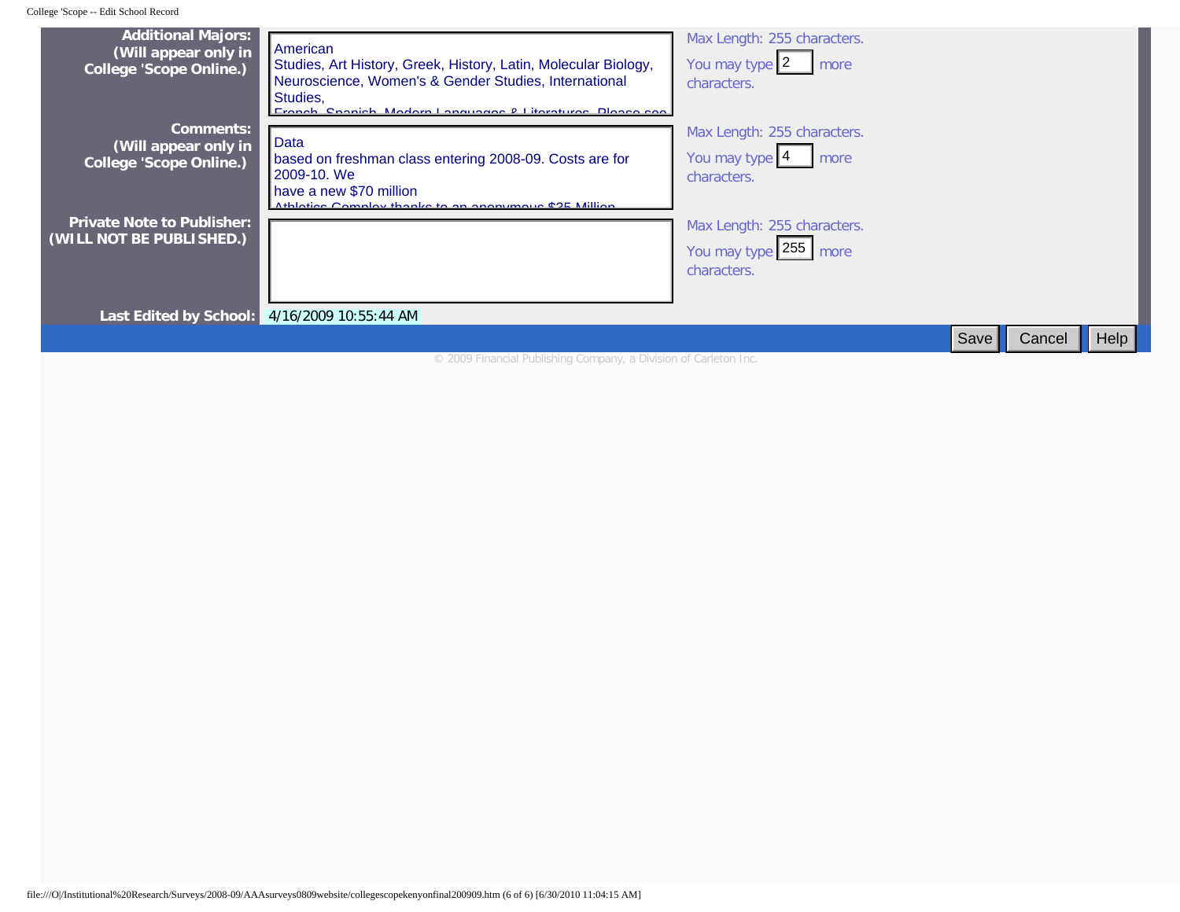| | | |
|---|---|---|
| **Additional Majors: (Will appear only in College 'Scope Online.)** | American Studies, Art History, Greek, History, Latin, Molecular Biology, Neuroscience, Women's & Gender Studies, International Studies, French, Spanish, Modern Languages & Literatures. Please see | Max Length: 255 characters. You may type 2 more characters. |
| **Comments: (Will appear only in College 'Scope Online.)** | Data based on freshman class entering 2008-09. Costs are for 2009-10. We have a new $70 million Athletics Complex thanks to an anonymous $35 Million | Max Length: 255 characters. You may type 4 more characters. |
| **Private Note to Publisher: (WILL NOT BE PUBLISHED.)** | | Max Length: 255 characters. You may type 255 more characters. |
| **Last Edited by School:** | 4/16/2009 10:55:44 AM | |

Save | Cancel | Help

© 2009 Financial Publishing Company, a Division of Carleton Inc.